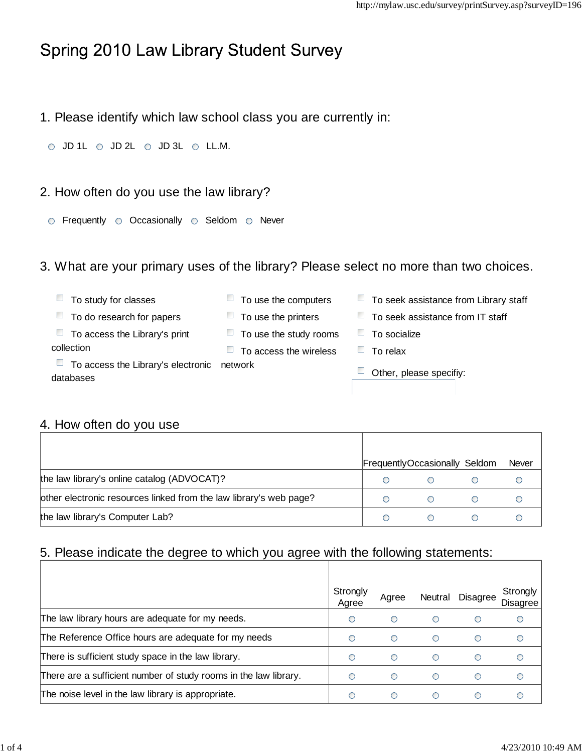# Spring 2010 Law Library Student Survey

1. Please identify which law school class you are currently in:

○ JD 1L ○ JD 2L ○ JD 3L ○ LL.M.

2. How often do you use the law library?

○ Frequently ○ Occasionally ○ Seldom ○ Never

3. What are your primary uses of the library? Please select no more than two choices.

- ☐ To study for classes
- ☐ To do research for papers
- ☐ To access the Library's print collection
- ☐ To access the Library's electronic databases
- ☐ To use the computers
- ☐ To use the printers
- ☐ To use the study rooms
- ☐ To access the wireless network
- ☐ To seek assistance from Library staff
- ☐ To seek assistance from IT staff
- ☐ To socialize
- ☐ To relax
- ☐ Other, please specifiy:

4. How often do you use

| | Frequently | Occasionally | Seldom | Never |
|---|---|---|---|---|
| the law library's online catalog (ADVOCAT)? | ○ | ○ | ○ | ○ |
| other electronic resources linked from the law library's web page? | ○ | ○ | ○ | ○ |
| the law library's Computer Lab? | ○ | ○ | ○ | ○ |

5. Please indicate the degree to which you agree with the following statements:

| | Strongly Agree | Agree | Neutral | Disagree | Strongly Disagree |
|---|---|---|---|---|---|
| The law library hours are adequate for my needs. | ○ | ○ | ○ | ○ | ○ |
| The Reference Office hours are adequate for my needs | ○ | ○ | ○ | ○ | ○ |
| There is sufficient study space in the law library. | ○ | ○ | ○ | ○ | ○ |
| There are a sufficient number of study rooms in the law library. | ○ | ○ | ○ | ○ | ○ |
| The noise level in the law library is appropriate. | ○ | ○ | ○ | ○ | ○ |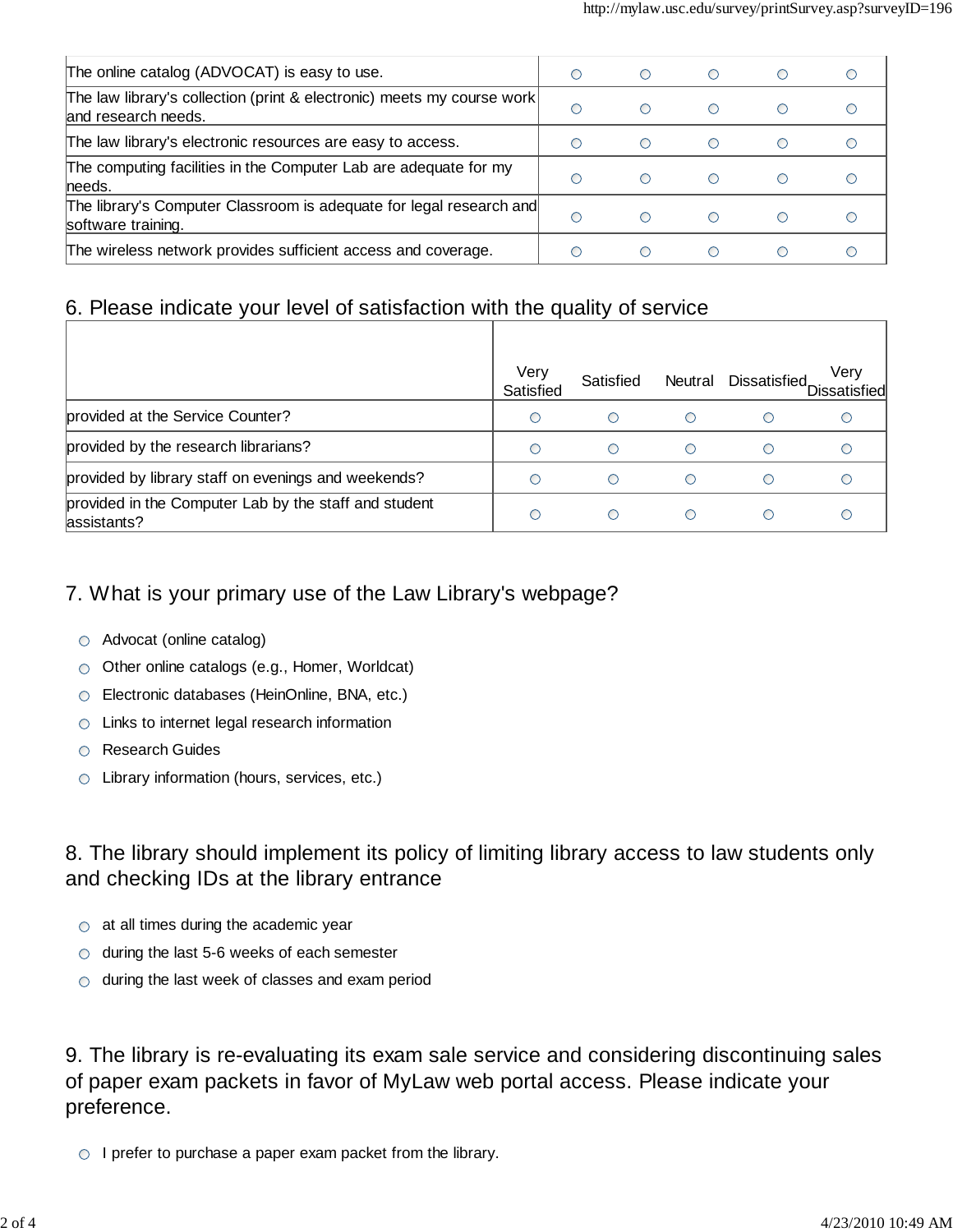| | | | | | |
|---|---|---|---|---|---|
| The online catalog (ADVOCAT) is easy to use. | ○ | ○ | ○ | ○ | ○ |
| The law library's collection (print & electronic) meets my course work and research needs. | ○ | ○ | ○ | ○ | ○ |
| The law library's electronic resources are easy to access. | ○ | ○ | ○ | ○ | ○ |
| The computing facilities in the Computer Lab are adequate for my needs. | ○ | ○ | ○ | ○ | ○ |
| The library's Computer Classroom is adequate for legal research and software training. | ○ | ○ | ○ | ○ | ○ |
| The wireless network provides sufficient access and coverage. | ○ | ○ | ○ | ○ | ○ |

## 6. Please indicate your level of satisfaction with the quality of service

| | Very Satisfied | Satisfied | Neutral | Dissatisfied | Very Dissatisfied |
|---|---|---|---|---|---|
| provided at the Service Counter? | ○ | ○ | ○ | ○ | ○ |
| provided by the research librarians? | ○ | ○ | ○ | ○ | ○ |
| provided by library staff on evenings and weekends? | ○ | ○ | ○ | ○ | ○ |
| provided in the Computer Lab by the staff and student assistants? | ○ | ○ | ○ | ○ | ○ |

## 7. What is your primary use of the Law Library's webpage?

- ○ Advocat (online catalog)
- ○ Other online catalogs (e.g., Homer, Worldcat)
- ○ Electronic databases (HeinOnline, BNA, etc.)
- ○ Links to internet legal research information
- ○ Research Guides
- ○ Library information (hours, services, etc.)

## 8. The library should implement its policy of limiting library access to law students only and checking IDs at the library entrance

- ○ at all times during the academic year
- ○ during the last 5-6 weeks of each semester
- ○ during the last week of classes and exam period

## 9. The library is re-evaluating its exam sale service and considering discontinuing sales of paper exam packets in favor of MyLaw web portal access. Please indicate your preference.

- ○ I prefer to purchase a paper exam packet from the library.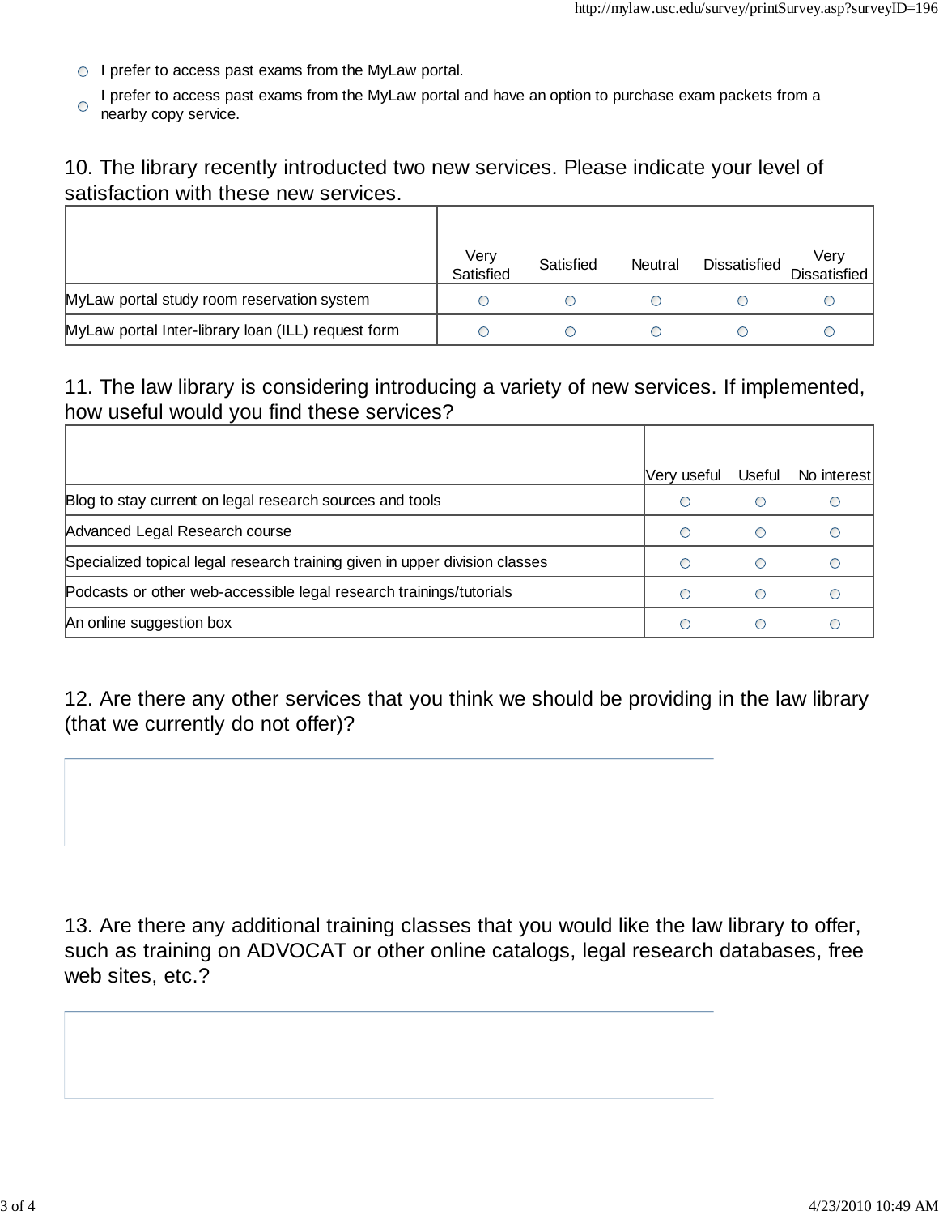- ○ I prefer to access past exams from the MyLaw portal.
- ○ I prefer to access past exams from the MyLaw portal and have an option to purchase exam packets from a nearby copy service.

## 10. The library recently introducted two new services. Please indicate your level of satisfaction with these new services.

| | Very Satisfied | Satisfied | Neutral | Dissatisfied | Very Dissatisfied |
|---|---|---|---|---|---|
| MyLaw portal study room reservation system | ○ | ○ | ○ | ○ | ○ |
| MyLaw portal Inter-library loan (ILL) request form | ○ | ○ | ○ | ○ | ○ |

## 11. The law library is considering introducing a variety of new services. If implemented, how useful would you find these services?

| | Very useful | Useful | No interest |
|---|---|---|---|
| Blog to stay current on legal research sources and tools | ○ | ○ | ○ |
| Advanced Legal Research course | ○ | ○ | ○ |
| Specialized topical legal research training given in upper division classes | ○ | ○ | ○ |
| Podcasts or other web-accessible legal research trainings/tutorials | ○ | ○ | ○ |
| An online suggestion box | ○ | ○ | ○ |

## 12. Are there any other services that you think we should be providing in the law library (that we currently do not offer)?

## 13. Are there any additional training classes that you would like the law library to offer, such as training on ADVOCAT or other online catalogs, legal research databases, free web sites, etc.?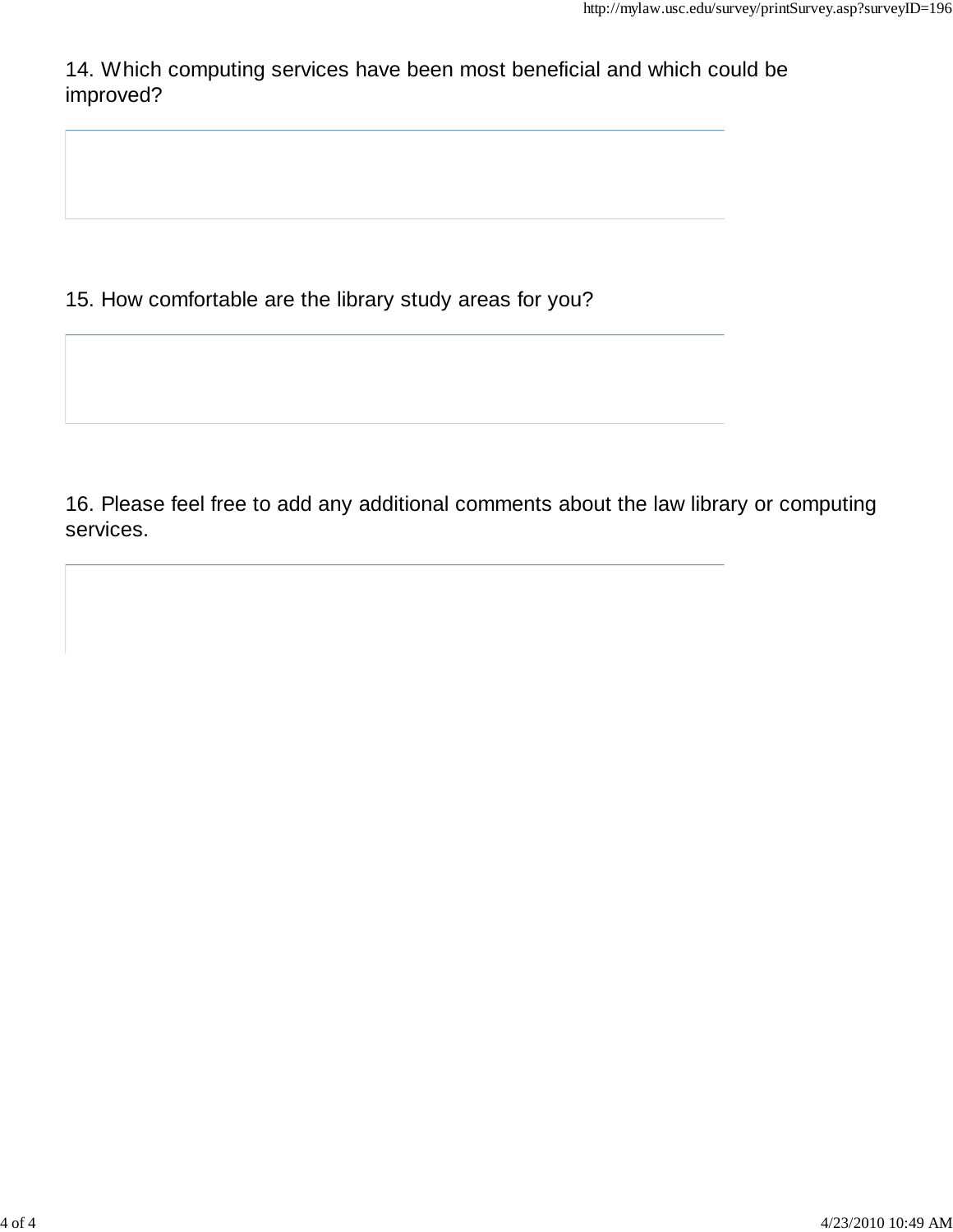14. Which computing services have been most beneficial and which could be improved?

15. How comfortable are the library study areas for you?

16. Please feel free to add any additional comments about the law library or computing services.